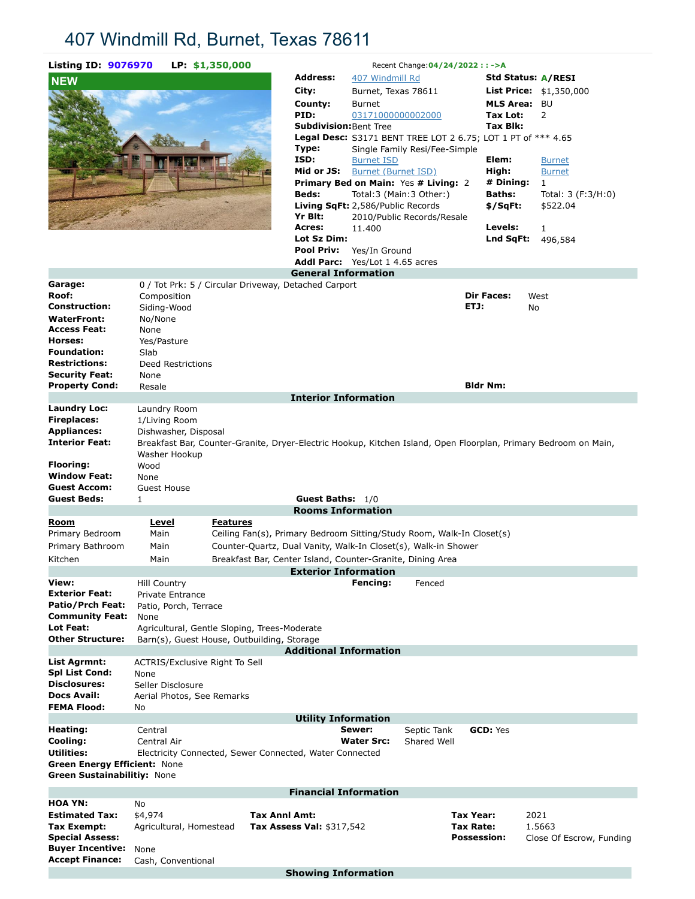# 407 Windmill Rd, Burnet, Texas 78611

**Listing ID:** 9076970 **LP:** $1,350,000

Recent Change: 04/24/2022 : : ->A

NEW

| | | | |
|---|---|---|---|
| **Address:** | 407 Windmill Rd | **Std Status:** | A/RESI |
| **City:** | Burnet, Texas 78611 | **List Price:** | $1,350,000 |
| **County:** | Burnet | **MLS Area:** | BU |
| **PID:** | 03171000000002000 | **Tax Lot:** | 2 |
| **Subdivision:** | Bent Tree | **Tax Blk:** | |
| **Legal Desc:** | S3171 BENT TREE LOT 2 6.75; LOT 1 PT of *** 4.65 | | |
| **Type:** | Single Family Resi/Fee-Simple | | |
| **ISD:** | Burnet ISD | **Elem:** | Burnet |
| **Mid or JS:** | Burnet (Burnet ISD) | **High:** | Burnet |
| **Primary Bed on Main:** | Yes **# Living:** 2 | **# Dining:** | 1 |
| **Beds:** | Total:3 (Main:3 Other:) | **Baths:** | Total: 3 (F:3/H:0) |
| **Living SqFt:** | 2,586/Public Records | **$/SqFt:** | $522.04 |
| **Yr Blt:** | 2010/Public Records/Resale | | |
| **Acres:** | 11.400 | **Levels:** | 1 |
| **Lot Sz Dim:** | | **Lnd SqFt:** | 496,584 |
| **Pool Priv:** | Yes/In Ground | | |
| **Addl Parc:** | Yes/Lot 1 4.65 acres | | |

## General Information

| | | | |
|---|---|---|---|
| **Garage:** | 0 / Tot Prk: 5 / Circular Driveway, Detached Carport | | |
| **Roof:** | Composition | **Dir Faces:** | West |
| **Construction:** | Siding-Wood | **ETJ:** | No |
| **WaterFront:** | No/None | | |
| **Access Feat:** | None | | |
| **Horses:** | Yes/Pasture | | |
| **Foundation:** | Slab | | |
| **Restrictions:** | Deed Restrictions | | |
| **Security Feat:** | None | | |
| **Property Cond:** | Resale | **Bldr Nm:** | |

## Interior Information

| | |
|---|---|
| **Laundry Loc:** | Laundry Room |
| **Fireplaces:** | 1/Living Room |
| **Appliances:** | Dishwasher, Disposal |
| **Interior Feat:** | Breakfast Bar, Counter-Granite, Dryer-Electric Hookup, Kitchen Island, Open Floorplan, Primary Bedroom on Main, Washer Hookup |
| **Flooring:** | Wood |
| **Window Feat:** | None |
| **Guest Accom:** | Guest House |
| **Guest Beds:** | 1 **Guest Baths:** 1/0 |

## Rooms Information

| Room | Level | Features |
|---|---|---|
| Primary Bedroom | Main | Ceiling Fan(s), Primary Bedroom Sitting/Study Room, Walk-In Closet(s) |
| Primary Bathroom | Main | Counter-Quartz, Dual Vanity, Walk-In Closet(s), Walk-in Shower |
| Kitchen | Main | Breakfast Bar, Center Island, Counter-Granite, Dining Area |

## Exterior Information

| | | | |
|---|---|---|---|
| **View:** | Hill Country | **Fencing:** | Fenced |
| **Exterior Feat:** | Private Entrance | | |
| **Patio/Prch Feat:** | Patio, Porch, Terrace | | |
| **Community Feat:** | None | | |
| **Lot Feat:** | Agricultural, Gentle Sloping, Trees-Moderate | | |
| **Other Structure:** | Barn(s), Guest House, Outbuilding, Storage | | |

## Additional Information

| | |
|---|---|
| **List Agrmnt:** | ACTRIS/Exclusive Right To Sell |
| **Spl List Cond:** | None |
| **Disclosures:** | Seller Disclosure |
| **Docs Avail:** | Aerial Photos, See Remarks |
| **FEMA Flood:** | No |

## Utility Information

| | | | | | |
|---|---|---|---|---|---|
| **Heating:** | Central | **Sewer:** | Septic Tank | **GCD:** | Yes |
| **Cooling:** | Central Air | **Water Src:** | Shared Well | | |
| **Utilities:** | Electricity Connected, Sewer Connected, Water Connected | | | | |

**Green Energy Efficient:** None
**Green Sustainabilitiy:** None

## Financial Information

| | | | | | |
|---|---|---|---|---|---|
| **HOA YN:** | No | | | | |
| **Estimated Tax:** | $4,974 | **Tax Annl Amt:** | | **Tax Year:** | 2021 |
| **Tax Exempt:** | Agricultural, Homestead | **Tax Assess Val:** | $317,542 | **Tax Rate:** | 1.5663 |
| **Special Assess:** | | | | **Possession:** | Close Of Escrow, Funding |
| **Buyer Incentive:** | None | | | | |
| **Accept Finance:** | Cash, Conventional | | | | |

## Showing Information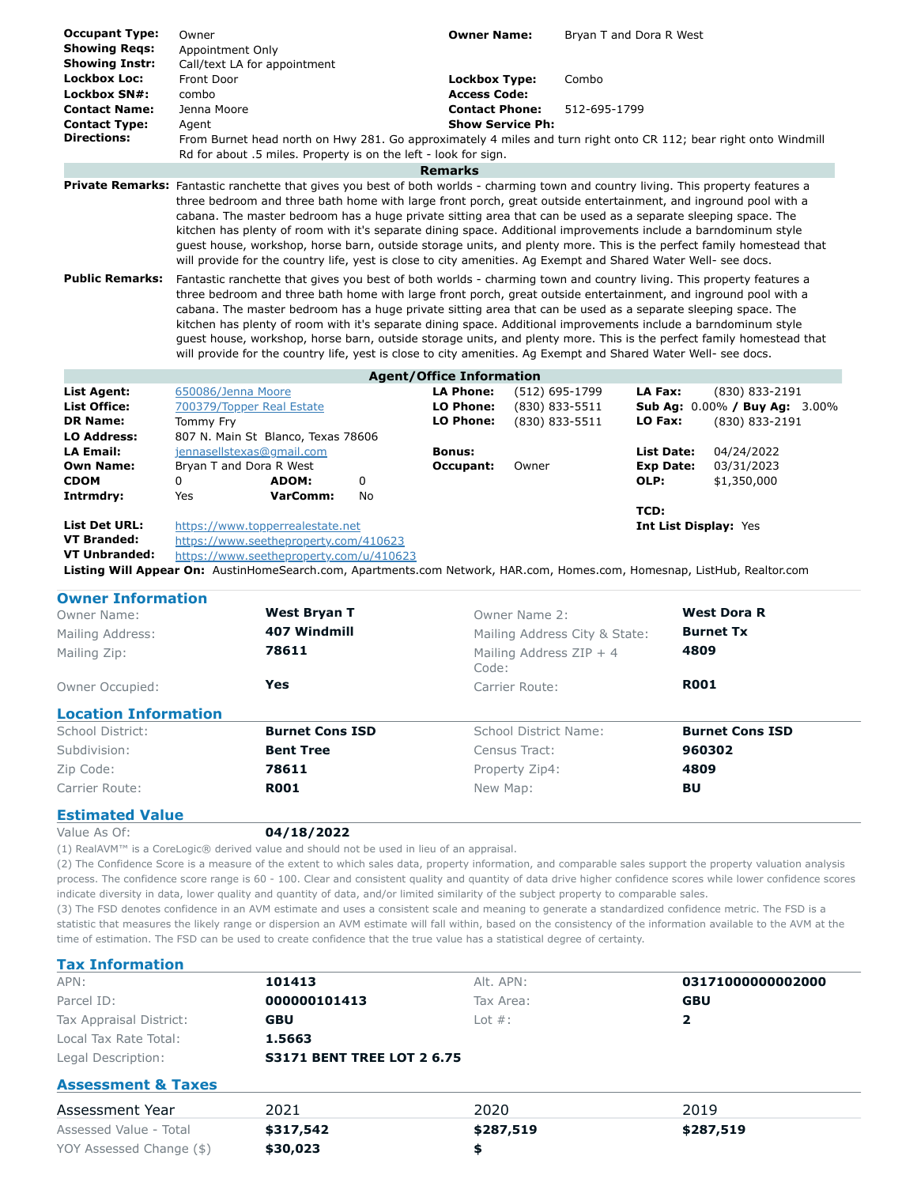| | | | |
|---|---|---|---|
| **Occupant Type:** | Owner | **Owner Name:** | Bryan T and Dora R West |
| **Showing Reqs:** | Appointment Only | | |
| **Showing Instr:** | Call/text LA for appointment | | |
| **Lockbox Loc:** | Front Door | **Lockbox Type:** | Combo |
| **Lockbox SN#:** | combo | **Access Code:** | |
| **Contact Name:** | Jenna Moore | **Contact Phone:** | 512-695-1799 |
| **Contact Type:** | Agent | **Show Service Ph:** | |

**Directions:** From Burnet head north on Hwy 281. Go approximately 4 miles and turn right onto CR 112; bear right onto Windmill Rd for about .5 miles. Property is on the left - look for sign.

## Remarks

**Private Remarks:** Fantastic ranchette that gives you best of both worlds - charming town and country living. This property features a three bedroom and three bath home with large front porch, great outside entertainment, and inground pool with a cabana. The master bedroom has a huge private sitting area that can be used as a separate sleeping space. The kitchen has plenty of room with it's separate dining space. Additional improvements include a barndominum style guest house, workshop, horse barn, outside storage units, and plenty more. This is the perfect family homestead that will provide for the country life, yest is close to city amenities. Ag Exempt and Shared Water Well- see docs.

**Public Remarks:** Fantastic ranchette that gives you best of both worlds - charming town and country living. This property features a three bedroom and three bath home with large front porch, great outside entertainment, and inground pool with a cabana. The master bedroom has a huge private sitting area that can be used as a separate sleeping space. The kitchen has plenty of room with it's separate dining space. Additional improvements include a barndominum style guest house, workshop, horse barn, outside storage units, and plenty more. This is the perfect family homestead that will provide for the country life, yest is close to city amenities. Ag Exempt and Shared Water Well- see docs.

## Agent/Office Information

| | | | | | |
|---|---|---|---|---|---|
| **List Agent:** | 650086/Jenna Moore | **LA Phone:** | (512) 695-1799 | **LA Fax:** | (830) 833-2191 |
| **List Office:** | 700379/Topper Real Estate | **LO Phone:** | (830) 833-5511 | **Sub Ag:** 0.00% / **Buy Ag:** | 3.00% |
| **DR Name:** | Tommy Fry | **LO Phone:** | (830) 833-5511 | **LO Fax:** | (830) 833-2191 |
| **LO Address:** | 807 N. Main St Blanco, Texas 78606 | | | | |
| **LA Email:** | jennasellstexas@gmail.com | **Bonus:** | | **List Date:** | 04/24/2022 |
| **Own Name:** | Bryan T and Dora R West | **Occupant:** | Owner | **Exp Date:** | 03/31/2023 |
| **CDOM** | 0 **ADOM:** 0 | | | **OLP:** | $1,350,000 |
| **Intrmdry:** | Yes **VarComm:** No | | | | |
| | | | | **TCD:** | |
| **List Det URL:** | https://www.topperrealestate.net | | | **Int List Display:** | Yes |
| **VT Branded:** | https://www.seetheproperty.com/410623 | | | | |
| **VT Unbranded:** | https://www.seetheproperty.com/u/410623 | | | | |

**Listing Will Appear On:** AustinHomeSearch.com, Apartments.com Network, HAR.com, Homes.com, Homesnap, ListHub, Realtor.com

## Owner Information

| | | | |
|---|---|---|---|
| Owner Name: | **West Bryan T** | Owner Name 2: | **West Dora R** |
| Mailing Address: | **407 Windmill** | Mailing Address City & State: | **Burnet Tx** |
| Mailing Zip: | **78611** | Mailing Address ZIP + 4 Code: | **4809** |
| Owner Occupied: | **Yes** | Carrier Route: | **R001** |

## Location Information

| | | | |
|---|---|---|---|
| School District: | **Burnet Cons ISD** | School District Name: | **Burnet Cons ISD** |
| Subdivision: | **Bent Tree** | Census Tract: | **960302** |
| Zip Code: | **78611** | Property Zip4: | **4809** |
| Carrier Route: | **R001** | New Map: | **BU** |

## Estimated Value

Value As Of: **04/18/2022**

(1) RealAVM™ is a CoreLogic® derived value and should not be used in lieu of an appraisal.

(2) The Confidence Score is a measure of the extent to which sales data, property information, and comparable sales support the property valuation analysis process. The confidence score range is 60 - 100. Clear and consistent quality and quantity of data drive higher confidence scores while lower confidence scores indicate diversity in data, lower quality and quantity of data, and/or limited similarity of the subject property to comparable sales.

(3) The FSD denotes confidence in an AVM estimate and uses a consistent scale and meaning to generate a standardized confidence metric. The FSD is a statistic that measures the likely range or dispersion an AVM estimate will fall within, based on the consistency of the information available to the AVM at the time of estimation. The FSD can be used to create confidence that the true value has a statistical degree of certainty.

## Tax Information

| | | | |
|---|---|---|---|
| APN: | **101413** | Alt. APN: | **03171000000002000** |
| Parcel ID: | **000000101413** | Tax Area: | **GBU** |
| Tax Appraisal District: | **GBU** | Lot #: | **2** |
| Local Tax Rate Total: | **1.5663** | | |
| Legal Description: | **S3171 BENT TREE LOT 2 6.75** | | |

## Assessment & Taxes

| Assessment Year | 2021 | 2020 | 2019 |
|---|---|---|---|
| Assessed Value - Total | **$317,542** | **$287,519** | **$287,519** |
| YOY Assessed Change ($) | **$30,023** | **$** | |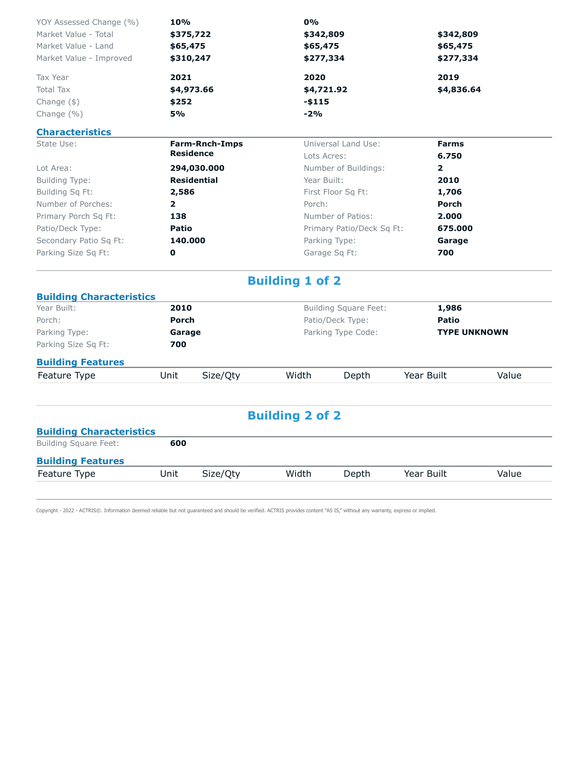| | | | |
|---|---|---|---|
| YOY Assessed Change (%) | **10%** | **0%** | |
| Market Value - Total | **$375,722** | **$342,809** | **$342,809** |
| Market Value - Land | **$65,475** | **$65,475** | **$65,475** |
| Market Value - Improved | **$310,247** | **$277,334** | **$277,334** |

| | | | |
|---|---|---|---|
| Tax Year | **2021** | **2020** | **2019** |
| Total Tax | **$4,973.66** | **$4,721.92** | **$4,836.64** |
| Change ($) | **$252** | **-$115** | |
| Change (%) | **5%** | **-2%** | |

## Characteristics

| | | | |
|---|---|---|---|
| State Use: | **Farm-Rnch-Imps Residence** | Universal Land Use: | **Farms** |
| | | Lots Acres: | **6.750** |
| Lot Area: | **294,030.000** | Number of Buildings: | **2** |
| Building Type: | **Residential** | Year Built: | **2010** |
| Building Sq Ft: | **2,586** | First Floor Sq Ft: | **1,706** |
| Number of Porches: | **2** | Porch: | **Porch** |
| Primary Porch Sq Ft: | **138** | Number of Patios: | **2.000** |
| Patio/Deck Type: | **Patio** | Primary Patio/Deck Sq Ft: | **675.000** |
| Secondary Patio Sq Ft: | **140.000** | Parking Type: | **Garage** |
| Parking Size Sq Ft: | **0** | Garage Sq Ft: | **700** |

## Building 1 of 2

### Building Characteristics

| | | | |
|---|---|---|---|
| Year Built: | **2010** | Building Square Feet: | **1,986** |
| Porch: | **Porch** | Patio/Deck Type: | **Patio** |
| Parking Type: | **Garage** | Parking Type Code: | **TYPE UNKNOWN** |
| Parking Size Sq Ft: | **700** | | |

### Building Features

| Feature Type | Unit | Size/Qty | Width | Depth | Year Built | Value |
|---|---|---|---|---|---|---|

## Building 2 of 2

### Building Characteristics

| | |
|---|---|
| Building Square Feet: | **600** |

### Building Features

| Feature Type | Unit | Size/Qty | Width | Depth | Year Built | Value |
|---|---|---|---|---|---|---|

Copyright - 2022 - ACTRIS©. Information deemed reliable but not guaranteed and should be verified. ACTRIS provides content "AS IS," without any warranty, express or implied.